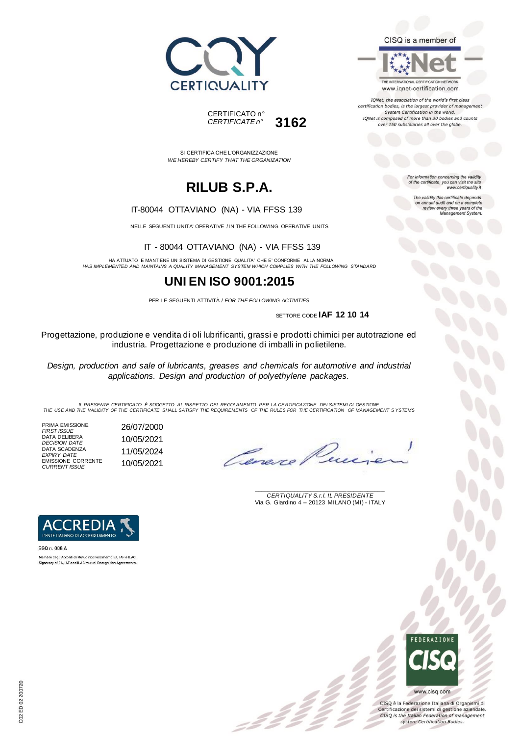CERTIQUALITY

CERTIFICATO n°
*CERTIFICATE n°* **3162**

CISQ is a member of

IQNet

THE INTERNATIONAL CERTIFICATION NETWORK
www.iqnet-certification.com

*IQNet, the association of the world's first class certification bodies, is the largest provider of management System Certification in the world. IQNet is composed of more than 30 bodies and counts over 150 subsidiaries all over the globe.*

SI CERTIFICA CHE L'ORGANIZZAZIONE
*WE HEREBY CERTIFY THAT THE ORGANIZATION*

# RILUB S.P.A.

IT-80044 OTTAVIANO (NA) - VIA FFSS 139

NELLE SEGUENTI UNITA' OPERATIVE / IN THE FOLLOWING OPERATIVE UNITS

IT - 80044 OTTAVIANO (NA) - VIA FFSS 139

*For information concerning the validity of the certificate, you can visit the site www.certiquality.it*

*The validity this certificate depends on annual audit and on a complete review every three years of the Management System.*

HA ATTUATO E MANTIENE UN SISTEMA DI GESTIONE QUALITA' CHE E' CONFORME ALLA NORMA
*HAS IMPLEMENTED AND MAINTAINS A QUALITY MANAGEMENT SYSTEM WHICH COMPLIES WITH THE FOLLOWING STANDARD*

# UNI EN ISO 9001:2015

PER LE SEGUENTI ATTIVITÀ / *FOR THE FOLLOWING ACTIVITIES*

SETTORE CODE **IAF 12 10 14**

Progettazione, produzione e vendita di oli lubrificanti, grassi e prodotti chimici per autotrazione ed industria. Progettazione e produzione di imballi in polietilene.

*Design, production and sale of lubricants, greases and chemicals for automotive and industrial applications. Design and production of polyethylene packages.*

*IL PRESENTE CERTIFICATO È SOGGETTO AL RISPETTO DEL REGOLAMENTO PER LA CERTIFICAZIONE DEI SISTEMI DI GESTIONE*
*THE USE AND THE VALIDITY OF THE CERTIFICATE SHALL SATISFY THE REQUIREMENTS OF THE RULES FOR THE CERTIFICATION OF MANAGEMENT SYSTEMS*

| | |
|---|---|
| PRIMA EMISSIONE *FIRST ISSUE* | 26/07/2000 |
| DATA DELIBERA *DECISION DATE* | 10/05/2021 |
| DATA SCADENZA *EXPIRY DATE* | 11/05/2024 |
| EMISSIONE CORRENTE *CURRENT ISSUE* | 10/05/2021 |

*CERTIQUALITY S.r.l. IL PRESIDENTE*
Via G. Giardino 4 – 20123 MILANO (MI) - ITALY

ACCREDIA
L'ENTE ITALIANO DI ACCREDITAMENTO

SGQ n. 008 A

Membro degli Accordi di Mutuo riconoscimento EA, IAF e ILAC.
Signatory of EA, IAF and ILAC Mutual Recognition Agreements.

FEDERAZIONE CISQ

www.cisq.com

CISQ è la Federazione Italiana di Organismi di Certificazione dei sistemi di gestione aziendale.
*CISQ is the Italian Federation of management system Certification Bodies.*

C02 ED 02 200720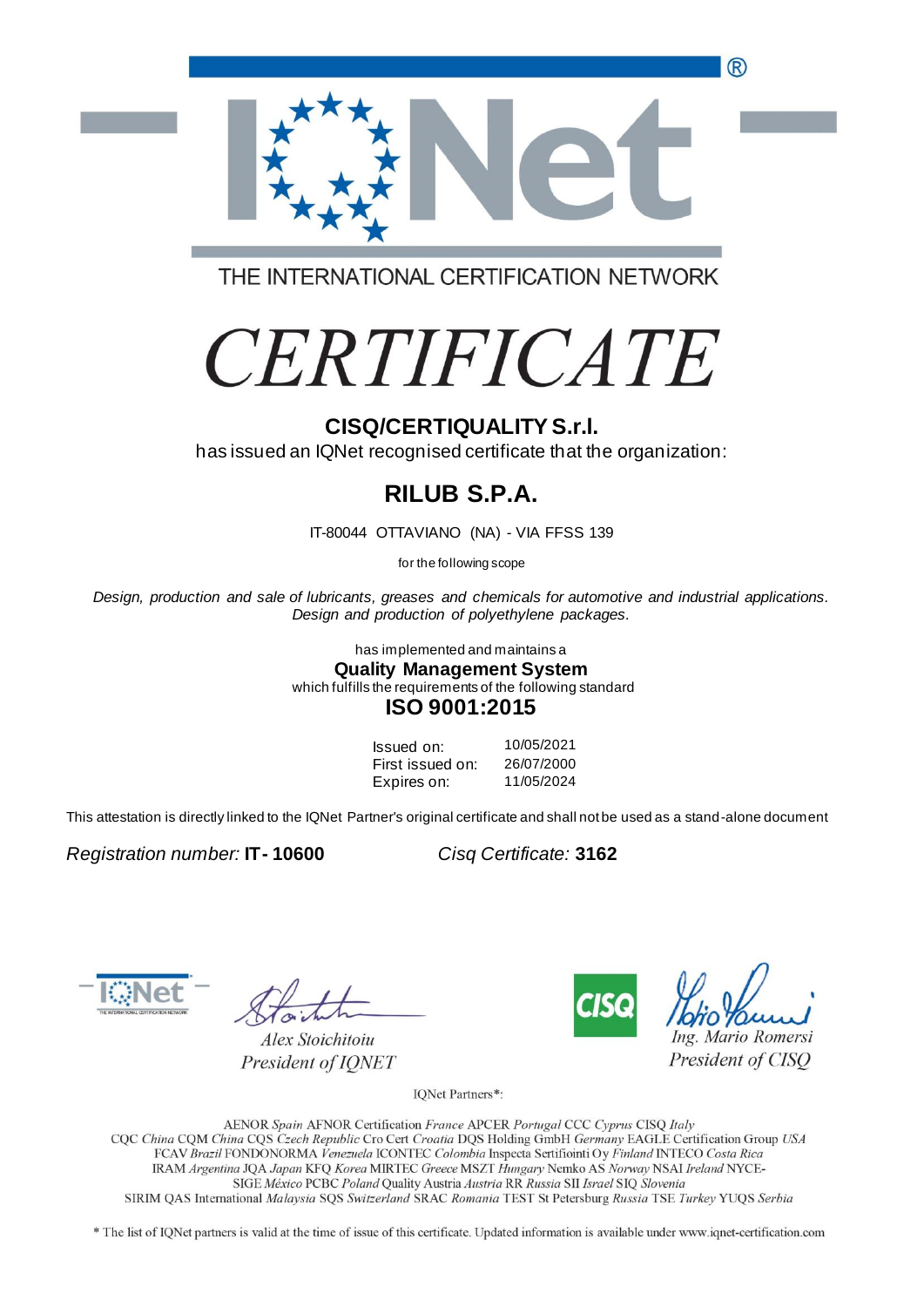THE INTERNATIONAL CERTIFICATION NETWORK

# CERTIFICATE

**CISQ/CERTIQUALITY S.r.l.**

has issued an IQNet recognised certificate that the organization:

## RILUB S.P.A.

IT-80044 OTTAVIANO (NA) - VIA FFSS 139

for the following scope

*Design, production and sale of lubricants, greases and chemicals for automotive and industrial applications. Design and production of polyethylene packages.*

has implemented and maintains a

**Quality Management System**

which fulfills the requirements of the following standard

**ISO 9001:2015**

| | |
|---|---|
| Issued on: | 10/05/2021 |
| First issued on: | 26/07/2000 |
| Expires on: | 11/05/2024 |

This attestation is directly linked to the IQNet Partner's original certificate and shall not be used as a stand-alone document

*Registration number:* **IT - 10600** *Cisq Certificate:* **3162**

*Alex Stoichitoiu*
*President of IQNET*

*Ing. Mario Romersi*
*President of CISQ*

IQNet Partners*:

AENOR *Spain* AFNOR Certification *France* APCER *Portugal* CCC *Cyprus* CISQ *Italy* CQC *China* CQM *China* CQS *Czech Republic* Cro Cert *Croatia* DQS Holding GmbH *Germany* EAGLE Certification Group *USA* FCAV *Brazil* FONDONORMA *Venezuela* ICONTEC *Colombia* Inspecta Sertifiointi Oy *Finland* INTECO *Costa Rica* IRAM *Argentina* JQA *Japan* KFQ *Korea* MIRTEC *Greece* MSZT *Hungary* Nemko AS *Norway* NSAI *Ireland* NYCE-SIGE *México* PCBC *Poland* Quality Austria *Austria* RR *Russia* SII *Israel* SIQ *Slovenia* SIRIM QAS International *Malaysia* SQS *Switzerland* SRAC *Romania* TEST St Petersburg *Russia* TSE *Turkey* YUQS *Serbia*

* The list of IQNet partners is valid at the time of issue of this certificate. Updated information is available under www.iqnet-certification.com